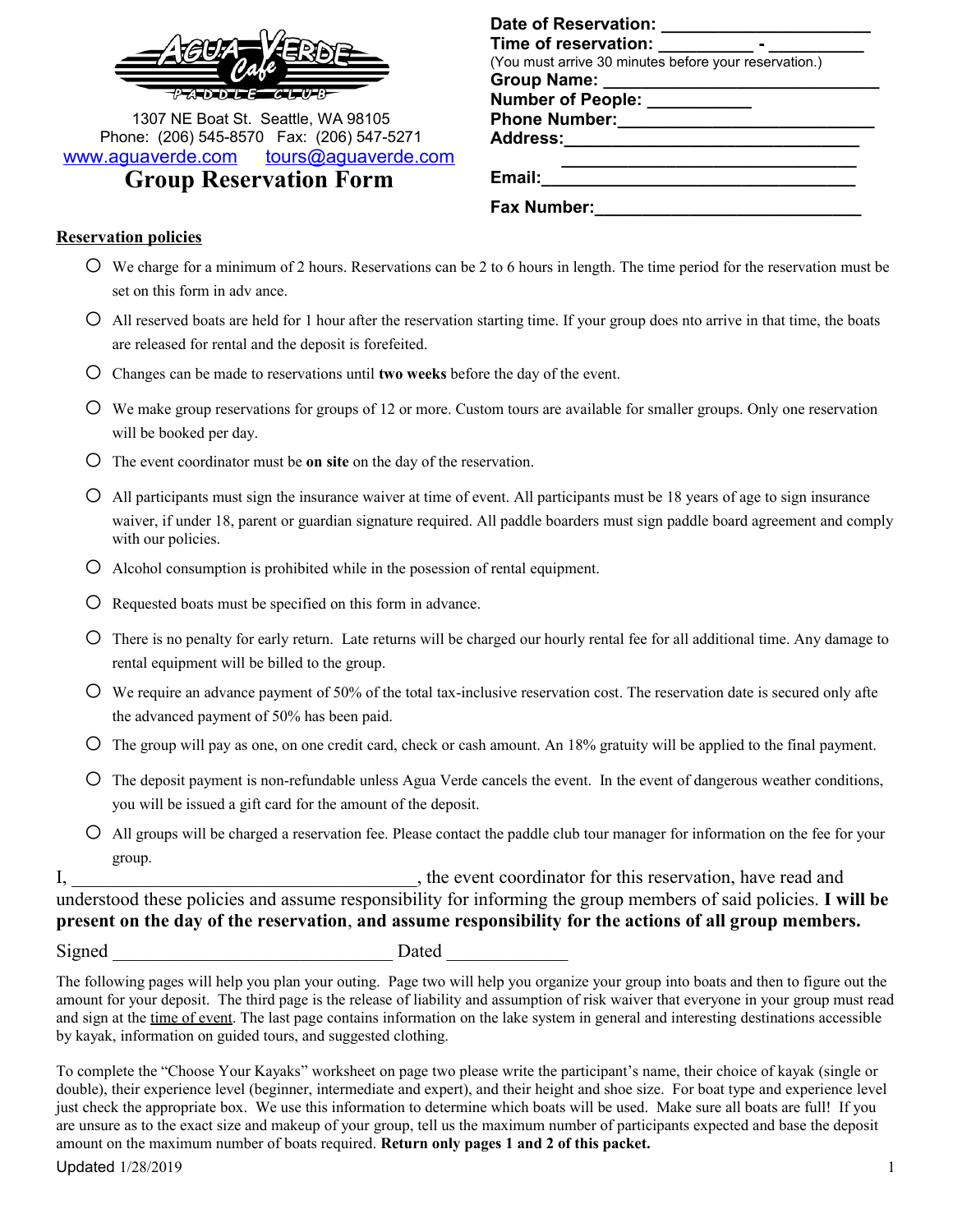AGUA VERDE Cafe PADDLE CLUB

1307 NE Boat St. Seattle, WA 98105
Phone: (206) 545-8570 Fax: (206) 547-5271
www.aguaverde.com tours@aguaverde.com

# Group Reservation Form

**Date of Reservation:** ______________________
**Time of reservation:** __________ - __________
(You must arrive 30 minutes before your reservation.)
**Group Name:** ______________________________
**Number of People:** ___________
**Phone Number:**___________________________
**Address:**_______________________________
_______________________________
**Email:**_________________________________
**Fax Number:**____________________________

**Reservation policies**

- We charge for a minimum of 2 hours. Reservations can be 2 to 6 hours in length. The time period for the reservation must be set on this form in adv ance.
- All reserved boats are held for 1 hour after the reservation starting time. If your group does nto arrive in that time, the boats are released for rental and the deposit is forefeited.
- Changes can be made to reservations until **two weeks** before the day of the event.
- We make group reservations for groups of 12 or more. Custom tours are available for smaller groups. Only one reservation will be booked per day.
- The event coordinator must be **on site** on the day of the reservation.
- All participants must sign the insurance waiver at time of event. All participants must be 18 years of age to sign insurance waiver, if under 18, parent or guardian signature required. All paddle boarders must sign paddle board agreement and comply with our policies.
- Alcohol consumption is prohibited while in the posession of rental equipment.
- Requested boats must be specified on this form in advance.
- There is no penalty for early return. Late returns will be charged our hourly rental fee for all additional time. Any damage to rental equipment will be billed to the group.
- We require an advance payment of 50% of the total tax-inclusive reservation cost. The reservation date is secured only afte the advanced payment of 50% has been paid.
- The group will pay as one, on one credit card, check or cash amount. An 18% gratuity will be applied to the final payment.
- The deposit payment is non-refundable unless Agua Verde cancels the event. In the event of dangerous weather conditions, you will be issued a gift card for the amount of the deposit.
- All groups will be charged a reservation fee. Please contact the paddle club tour manager for information on the fee for your group.

I, ______________________________________, the event coordinator for this reservation, have read and understood these policies and assume responsibility for informing the group members of said policies. **I will be present on the day of the reservation**, **and assume responsibility for the actions of all group members.**

Signed ______________________________ Dated ____________

The following pages will help you plan your outing. Page two will help you organize your group into boats and then to figure out the amount for your deposit. The third page is the release of liability and assumption of risk waiver that everyone in your group must read and sign at the time of event. The last page contains information on the lake system in general and interesting destinations accessible by kayak, information on guided tours, and suggested clothing.

To complete the "Choose Your Kayaks" worksheet on page two please write the participant's name, their choice of kayak (single or double), their experience level (beginner, intermediate and expert), and their height and shoe size. For boat type and experience level just check the appropriate box. We use this information to determine which boats will be used. Make sure all boats are full! If you are unsure as to the exact size and makeup of your group, tell us the maximum number of participants expected and base the deposit amount on the maximum number of boats required. **Return only pages 1 and 2 of this packet.**

Updated 1/28/2019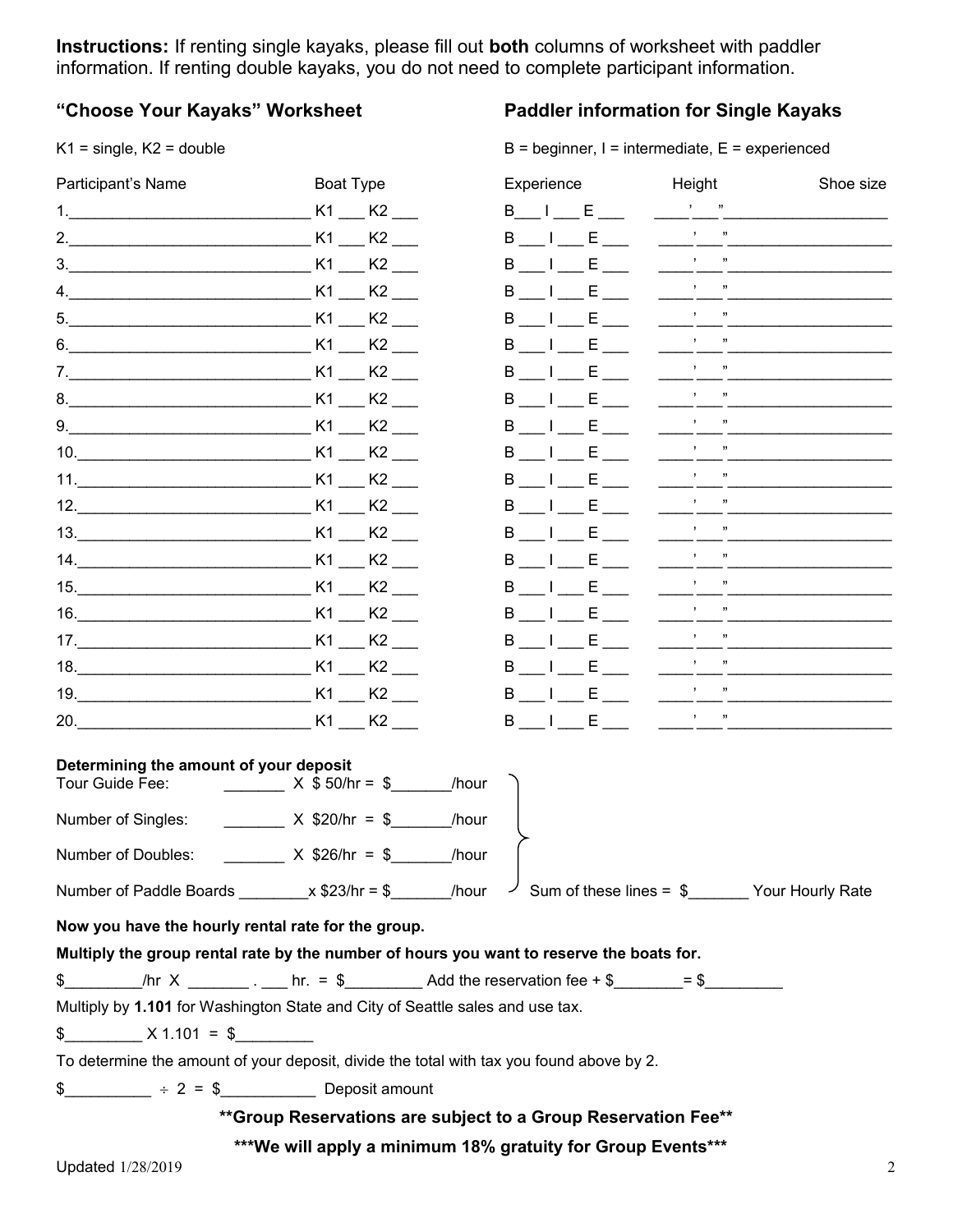**Instructions:** If renting single kayaks, please fill out **both** columns of worksheet with paddler information. If renting double kayaks, you do not need to complete participant information.

## "Choose Your Kayaks" Worksheet

K1 = single, K2 = double

## Paddler information for Single Kayaks

B = beginner, I = intermediate, E = experienced

| Participant's Name | Boat Type | Experience | Height | Shoe size |
|---|---|---|---|---|
| 1.____________________________ | K1 ___ K2 ___ | B___ I ___ E ___ | ____'___" | ___________________ |
| 2.____________________________ | K1 ___ K2 ___ | B ___ I ___ E ___ | ____'___" | ___________________ |
| 3.____________________________ | K1 ___ K2 ___ | B ___ I ___ E ___ | ____'___" | ___________________ |
| 4.____________________________ | K1 ___ K2 ___ | B ___ I ___ E ___ | ____'___" | ___________________ |
| 5.____________________________ | K1 ___ K2 ___ | B ___ I ___ E ___ | ____'___" | ___________________ |
| 6.____________________________ | K1 ___ K2 ___ | B ___ I ___ E ___ | ____'___" | ___________________ |
| 7.____________________________ | K1 ___ K2 ___ | B ___ I ___ E ___ | ____'___" | ___________________ |
| 8.____________________________ | K1 ___ K2 ___ | B ___ I ___ E ___ | ____'___" | ___________________ |
| 9.____________________________ | K1 ___ K2 ___ | B ___ I ___ E ___ | ____'___" | ___________________ |
| 10.___________________________ | K1 ___ K2 ___ | B ___ I ___ E ___ | ____'___" | ___________________ |
| 11.___________________________ | K1 ___ K2 ___ | B ___ I ___ E ___ | ____'___" | ___________________ |
| 12.___________________________ | K1 ___ K2 ___ | B ___ I ___ E ___ | ____'___" | ___________________ |
| 13.___________________________ | K1 ___ K2 ___ | B ___ I ___ E ___ | ____'___" | ___________________ |
| 14.___________________________ | K1 ___ K2 ___ | B ___ I ___ E ___ | ____'___" | ___________________ |
| 15.___________________________ | K1 ___ K2 ___ | B ___ I ___ E ___ | ____'___" | ___________________ |
| 16.___________________________ | K1 ___ K2 ___ | B ___ I ___ E ___ | ____'___" | ___________________ |
| 17.___________________________ | K1 ___ K2 ___ | B ___ I ___ E ___ | ____'___" | ___________________ |
| 18.___________________________ | K1 ___ K2 ___ | B ___ I ___ E ___ | ____'___" | ___________________ |
| 19.___________________________ | K1 ___ K2 ___ | B ___ I ___ E ___ | ____'___" | ___________________ |
| 20.___________________________ | K1 ___ K2 ___ | B ___ I ___ E ___ | ____'___" | ___________________ |

**Determining the amount of your deposit**

Tour Guide Fee: _______ X $ 50/hr = $_______/hour

Number of Singles: _______ X $20/hr = $_______/hour

Number of Doubles: _______ X $26/hr = $_______/hour

Number of Paddle Boards ________x $23/hr = $_______/hour

Sum of these lines = $_______ Your Hourly Rate

**Now you have the hourly rental rate for the group.**

**Multiply the group rental rate by the number of hours you want to reserve the boats for.**

$_________/hr X _______ . ___ hr. = $_________ Add the reservation fee + $________= $_________

Multiply by **1.101** for Washington State and City of Seattle sales and use tax.

$_________ X 1.101 = $_________

To determine the amount of your deposit, divide the total with tax you found above by 2.

$__________ ÷ 2 = $___________ Deposit amount

**\*\*Group Reservations are subject to a Group Reservation Fee\*\***

**\*\*\*We will apply a minimum 18% gratuity for Group Events\*\*\***

Updated 1/28/2019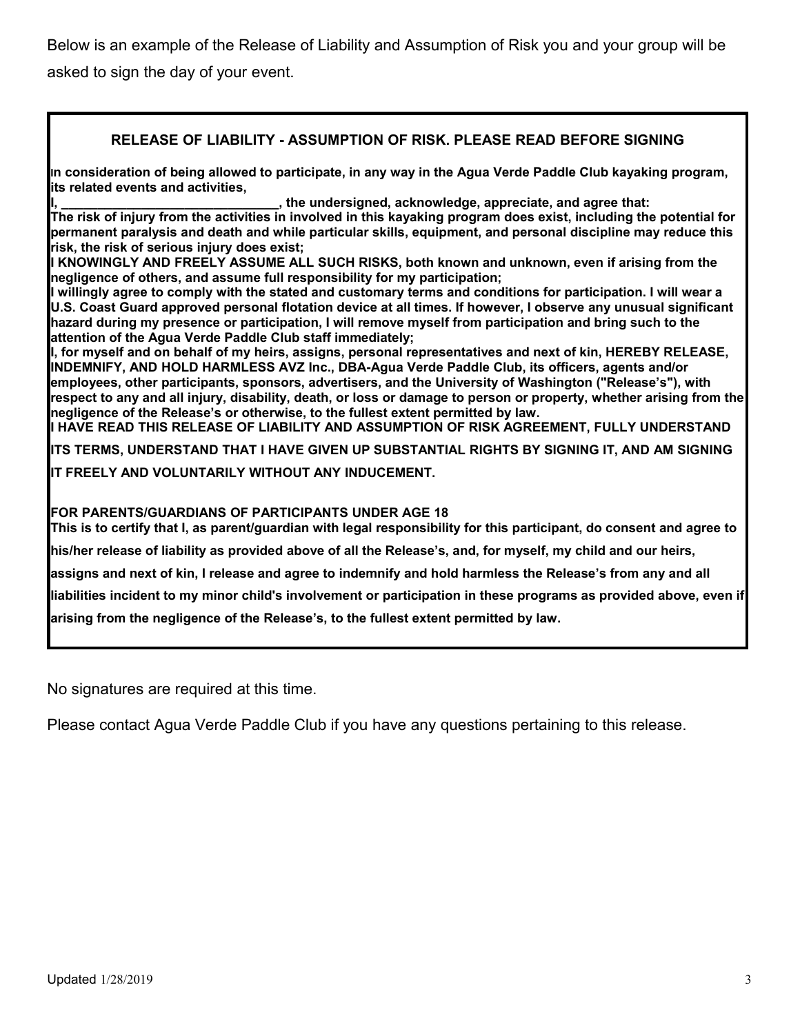Below is an example of the Release of Liability and Assumption of Risk you and your group will be asked to sign the day of your event.

## RELEASE OF LIABILITY - ASSUMPTION OF RISK. PLEASE READ BEFORE SIGNING

**In consideration of being allowed to participate, in any way in the Agua Verde Paddle Club kayaking program, its related events and activities,**

**I, ______________________________, the undersigned, acknowledge, appreciate, and agree that:**

**The risk of injury from the activities in involved in this kayaking program does exist, including the potential for permanent paralysis and death and while particular skills, equipment, and personal discipline may reduce this risk, the risk of serious injury does exist;**

**I KNOWINGLY AND FREELY ASSUME ALL SUCH RISKS, both known and unknown, even if arising from the negligence of others, and assume full responsibility for my participation;**

**I willingly agree to comply with the stated and customary terms and conditions for participation. I will wear a U.S. Coast Guard approved personal flotation device at all times. If however, I observe any unusual significant hazard during my presence or participation, I will remove myself from participation and bring such to the attention of the Agua Verde Paddle Club staff immediately;**

**I, for myself and on behalf of my heirs, assigns, personal representatives and next of kin, HEREBY RELEASE, INDEMNIFY, AND HOLD HARMLESS AVZ Inc., DBA-Agua Verde Paddle Club, its officers, agents and/or employees, other participants, sponsors, advertisers, and the University of Washington ("Release's"), with respect to any and all injury, disability, death, or loss or damage to person or property, whether arising from the negligence of the Release's or otherwise, to the fullest extent permitted by law.**

**I HAVE READ THIS RELEASE OF LIABILITY AND ASSUMPTION OF RISK AGREEMENT, FULLY UNDERSTAND ITS TERMS, UNDERSTAND THAT I HAVE GIVEN UP SUBSTANTIAL RIGHTS BY SIGNING IT, AND AM SIGNING IT FREELY AND VOLUNTARILY WITHOUT ANY INDUCEMENT.**

**FOR PARENTS/GUARDIANS OF PARTICIPANTS UNDER AGE 18**

**This is to certify that I, as parent/guardian with legal responsibility for this participant, do consent and agree to his/her release of liability as provided above of all the Release's, and, for myself, my child and our heirs, assigns and next of kin, I release and agree to indemnify and hold harmless the Release's from any and all liabilities incident to my minor child's involvement or participation in these programs as provided above, even if arising from the negligence of the Release's, to the fullest extent permitted by law.**

No signatures are required at this time.

Please contact Agua Verde Paddle Club if you have any questions pertaining to this release.

Updated 1/28/2019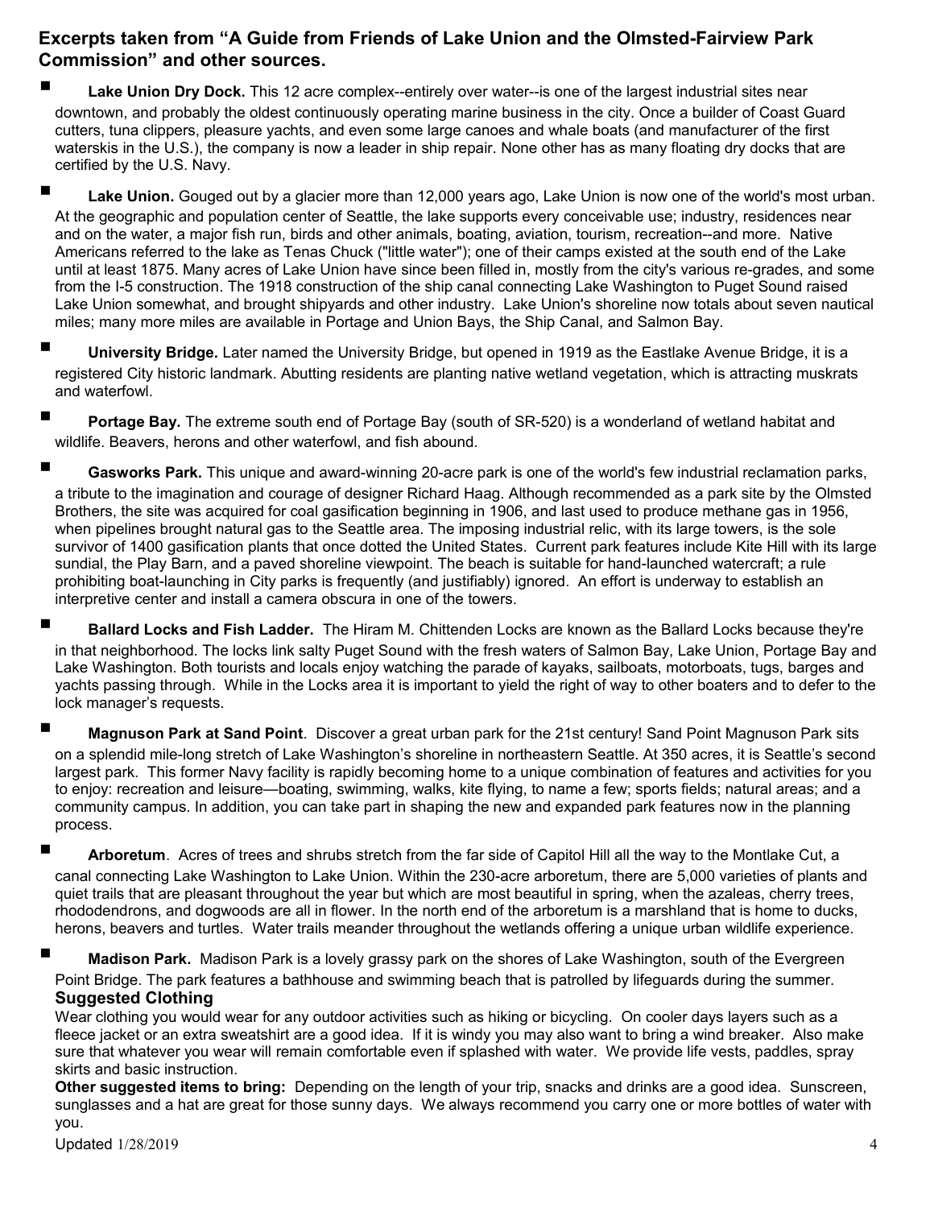## Excerpts taken from "A Guide from Friends of Lake Union and the Olmsted-Fairview Park Commission" and other sources.

- **Lake Union Dry Dock.** This 12 acre complex--entirely over water--is one of the largest industrial sites near downtown, and probably the oldest continuously operating marine business in the city. Once a builder of Coast Guard cutters, tuna clippers, pleasure yachts, and even some large canoes and whale boats (and manufacturer of the first waterskis in the U.S.), the company is now a leader in ship repair. None other has as many floating dry docks that are certified by the U.S. Navy.
- **Lake Union.** Gouged out by a glacier more than 12,000 years ago, Lake Union is now one of the world's most urban. At the geographic and population center of Seattle, the lake supports every conceivable use; industry, residences near and on the water, a major fish run, birds and other animals, boating, aviation, tourism, recreation--and more. Native Americans referred to the lake as Tenas Chuck ("little water"); one of their camps existed at the south end of the Lake until at least 1875. Many acres of Lake Union have since been filled in, mostly from the city's various re-grades, and some from the I-5 construction. The 1918 construction of the ship canal connecting Lake Washington to Puget Sound raised Lake Union somewhat, and brought shipyards and other industry. Lake Union's shoreline now totals about seven nautical miles; many more miles are available in Portage and Union Bays, the Ship Canal, and Salmon Bay.
- **University Bridge.** Later named the University Bridge, but opened in 1919 as the Eastlake Avenue Bridge, it is a registered City historic landmark. Abutting residents are planting native wetland vegetation, which is attracting muskrats and waterfowl.
- **Portage Bay.** The extreme south end of Portage Bay (south of SR-520) is a wonderland of wetland habitat and wildlife. Beavers, herons and other waterfowl, and fish abound.
- **Gasworks Park.** This unique and award-winning 20-acre park is one of the world's few industrial reclamation parks, a tribute to the imagination and courage of designer Richard Haag. Although recommended as a park site by the Olmsted Brothers, the site was acquired for coal gasification beginning in 1906, and last used to produce methane gas in 1956, when pipelines brought natural gas to the Seattle area. The imposing industrial relic, with its large towers, is the sole survivor of 1400 gasification plants that once dotted the United States. Current park features include Kite Hill with its large sundial, the Play Barn, and a paved shoreline viewpoint. The beach is suitable for hand-launched watercraft; a rule prohibiting boat-launching in City parks is frequently (and justifiably) ignored. An effort is underway to establish an interpretive center and install a camera obscura in one of the towers.
- **Ballard Locks and Fish Ladder.** The Hiram M. Chittenden Locks are known as the Ballard Locks because they're in that neighborhood. The locks link salty Puget Sound with the fresh waters of Salmon Bay, Lake Union, Portage Bay and Lake Washington. Both tourists and locals enjoy watching the parade of kayaks, sailboats, motorboats, tugs, barges and yachts passing through. While in the Locks area it is important to yield the right of way to other boaters and to defer to the lock manager's requests.
- **Magnuson Park at Sand Point**. Discover a great urban park for the 21st century! Sand Point Magnuson Park sits on a splendid mile-long stretch of Lake Washington's shoreline in northeastern Seattle. At 350 acres, it is Seattle's second largest park. This former Navy facility is rapidly becoming home to a unique combination of features and activities for you to enjoy: recreation and leisure—boating, swimming, walks, kite flying, to name a few; sports fields; natural areas; and a community campus. In addition, you can take part in shaping the new and expanded park features now in the planning process.
- **Arboretum**. Acres of trees and shrubs stretch from the far side of Capitol Hill all the way to the Montlake Cut, a canal connecting Lake Washington to Lake Union. Within the 230-acre arboretum, there are 5,000 varieties of plants and quiet trails that are pleasant throughout the year but which are most beautiful in spring, when the azaleas, cherry trees, rhododendrons, and dogwoods are all in flower. In the north end of the arboretum is a marshland that is home to ducks, herons, beavers and turtles. Water trails meander throughout the wetlands offering a unique urban wildlife experience.
- **Madison Park.** Madison Park is a lovely grassy park on the shores of Lake Washington, south of the Evergreen Point Bridge. The park features a bathhouse and swimming beach that is patrolled by lifeguards during the summer.

### Suggested Clothing

Wear clothing you would wear for any outdoor activities such as hiking or bicycling. On cooler days layers such as a fleece jacket or an extra sweatshirt are a good idea. If it is windy you may also want to bring a wind breaker. Also make sure that whatever you wear will remain comfortable even if splashed with water. We provide life vests, paddles, spray skirts and basic instruction.

**Other suggested items to bring:** Depending on the length of your trip, snacks and drinks are a good idea. Sunscreen, sunglasses and a hat are great for those sunny days. We always recommend you carry one or more bottles of water with you.

Updated 1/28/2019